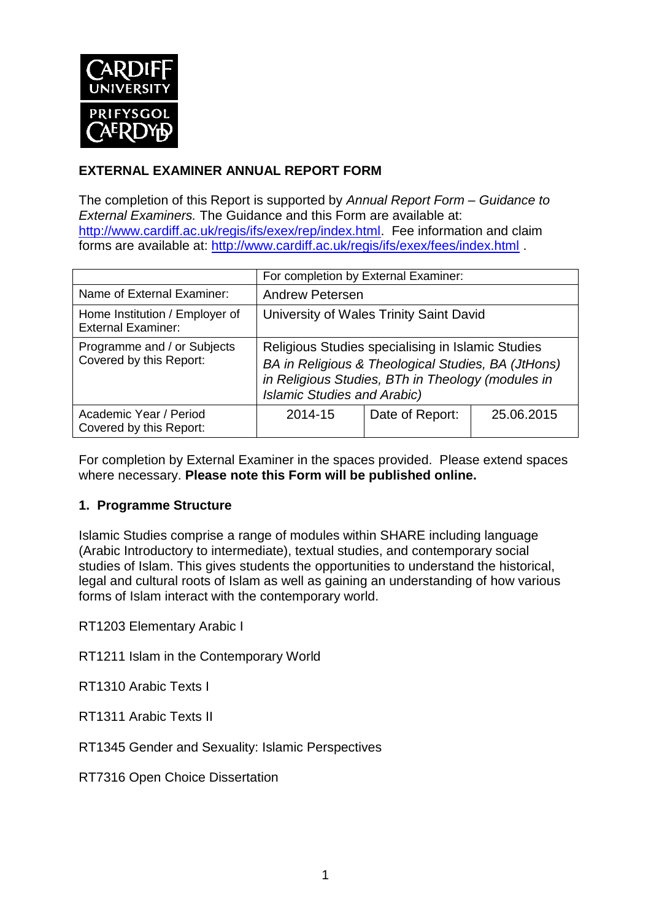CARDIFF UNIVERSITY
PRIFYSGOL CAERDYDD

**EXTERNAL EXAMINER ANNUAL REPORT FORM**

The completion of this Report is supported by *Annual Report Form – Guidance to External Examiners.* The Guidance and this Form are available at: http://www.cardiff.ac.uk/regis/ifs/exex/rep/index.html. Fee information and claim forms are available at: http://www.cardiff.ac.uk/regis/ifs/exex/fees/index.html .

| | For completion by External Examiner: | | |
|---|---|---|---|
| Name of External Examiner: | Andrew Petersen | | |
| Home Institution / Employer of External Examiner: | University of Wales Trinity Saint David | | |
| Programme and / or Subjects Covered by this Report: | Religious Studies specialising in Islamic Studies *BA in Religious & Theological Studies, BA (JtHons) in Religious Studies, BTh in Theology (modules in Islamic Studies and Arabic)* | | |
| Academic Year / Period Covered by this Report: | 2014-15 | Date of Report: | 25.06.2015 |

For completion by External Examiner in the spaces provided. Please extend spaces where necessary. **Please note this Form will be published online.**

**1. Programme Structure**

Islamic Studies comprise a range of modules within SHARE including language (Arabic Introductory to intermediate), textual studies, and contemporary social studies of Islam. This gives students the opportunities to understand the historical, legal and cultural roots of Islam as well as gaining an understanding of how various forms of Islam interact with the contemporary world.

RT1203 Elementary Arabic I

RT1211 Islam in the Contemporary World

RT1310 Arabic Texts I

RT1311 Arabic Texts II

RT1345 Gender and Sexuality: Islamic Perspectives

RT7316 Open Choice Dissertation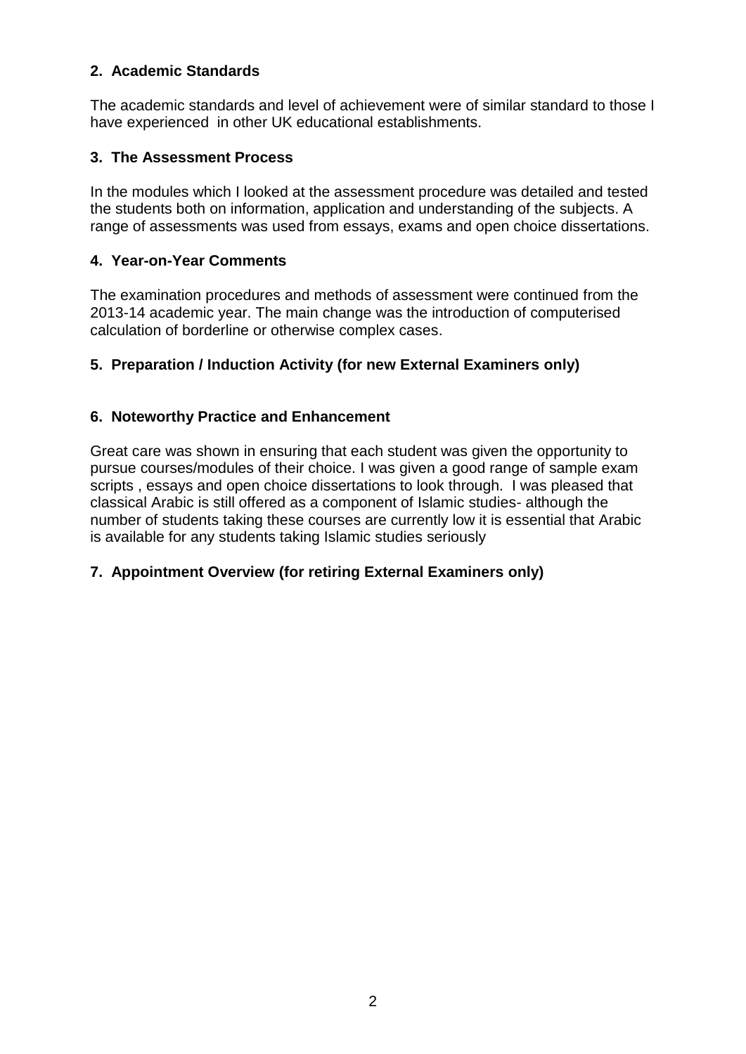## 2. Academic Standards

The academic standards and level of achievement were of similar standard to those I have experienced  in other UK educational establishments.

## 3. The Assessment Process

In the modules which I looked at the assessment procedure was detailed and tested the students both on information, application and understanding of the subjects. A range of assessments was used from essays, exams and open choice dissertations.

## 4. Year-on-Year Comments

The examination procedures and methods of assessment were continued from the 2013-14 academic year. The main change was the introduction of computerised calculation of borderline or otherwise complex cases.

## 5. Preparation / Induction Activity (for new External Examiners only)

## 6. Noteworthy Practice and Enhancement

Great care was shown in ensuring that each student was given the opportunity to pursue courses/modules of their choice. I was given a good range of sample exam scripts , essays and open choice dissertations to look through.  I was pleased that classical Arabic is still offered as a component of Islamic studies- although the number of students taking these courses are currently low it is essential that Arabic is available for any students taking Islamic studies seriously

## 7. Appointment Overview (for retiring External Examiners only)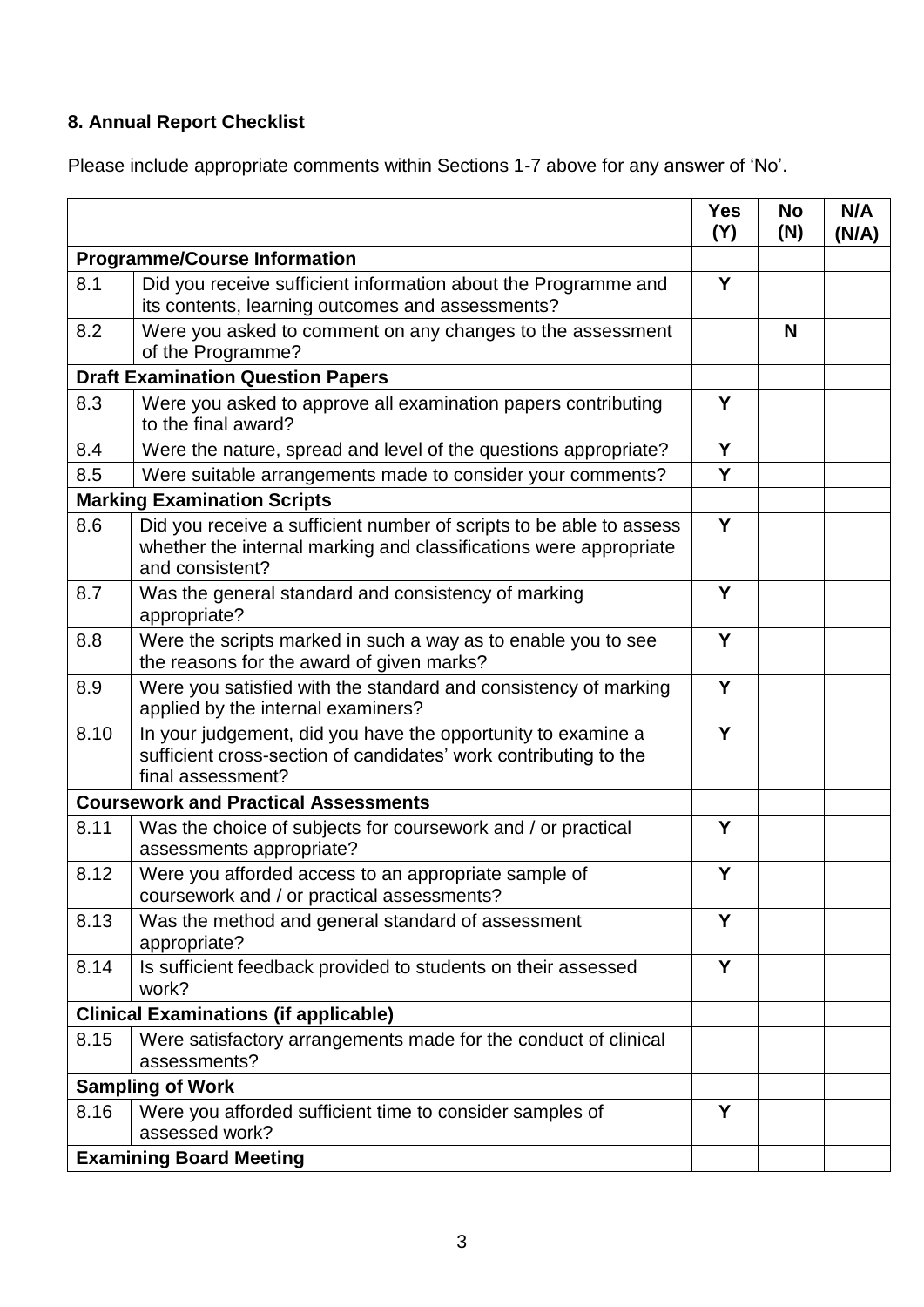## 8. Annual Report Checklist

Please include appropriate comments within Sections 1-7 above for any answer of 'No'.

| | | Yes (Y) | No (N) | N/A (N/A) |
|---|---|---|---|---|
| **Programme/Course Information** | | | | |
| 8.1 | Did you receive sufficient information about the Programme and its contents, learning outcomes and assessments? | Y | | |
| 8.2 | Were you asked to comment on any changes to the assessment of the Programme? | | N | |
| **Draft Examination Question Papers** | | | | |
| 8.3 | Were you asked to approve all examination papers contributing to the final award? | Y | | |
| 8.4 | Were the nature, spread and level of the questions appropriate? | Y | | |
| 8.5 | Were suitable arrangements made to consider your comments? | Y | | |
| **Marking Examination Scripts** | | | | |
| 8.6 | Did you receive a sufficient number of scripts to be able to assess whether the internal marking and classifications were appropriate and consistent? | Y | | |
| 8.7 | Was the general standard and consistency of marking appropriate? | Y | | |
| 8.8 | Were the scripts marked in such a way as to enable you to see the reasons for the award of given marks? | Y | | |
| 8.9 | Were you satisfied with the standard and consistency of marking applied by the internal examiners? | Y | | |
| 8.10 | In your judgement, did you have the opportunity to examine a sufficient cross-section of candidates' work contributing to the final assessment? | Y | | |
| **Coursework and Practical Assessments** | | | | |
| 8.11 | Was the choice of subjects for coursework and / or practical assessments appropriate? | Y | | |
| 8.12 | Were you afforded access to an appropriate sample of coursework and / or practical assessments? | Y | | |
| 8.13 | Was the method and general standard of assessment appropriate? | Y | | |
| 8.14 | Is sufficient feedback provided to students on their assessed work? | Y | | |
| **Clinical Examinations (if applicable)** | | | | |
| 8.15 | Were satisfactory arrangements made for the conduct of clinical assessments? | | | |
| **Sampling of Work** | | | | |
| 8.16 | Were you afforded sufficient time to consider samples of assessed work? | Y | | |
| **Examining Board Meeting** | | | | |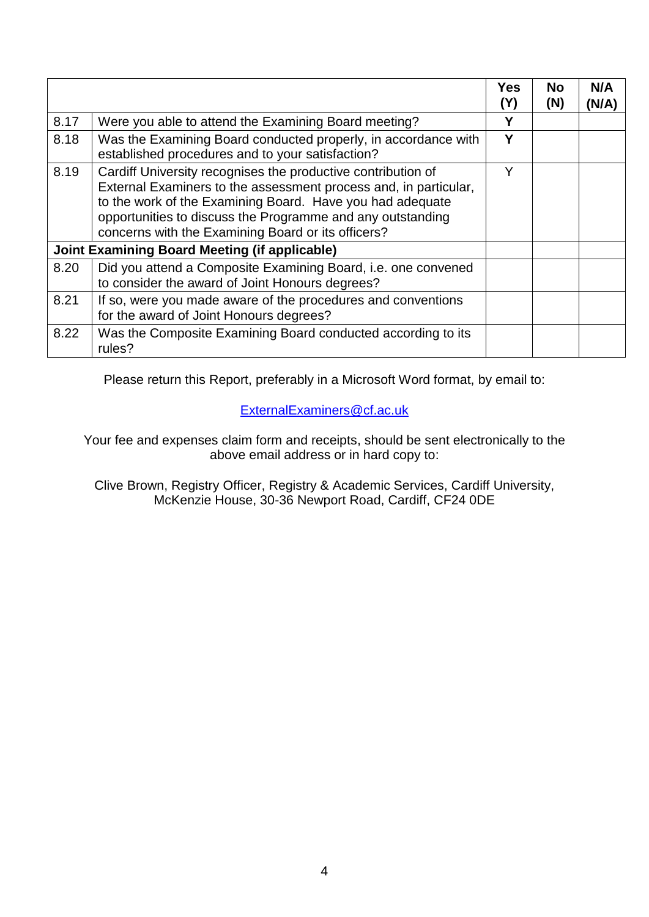| | | Yes (Y) | No (N) | N/A (N/A) |
|---|---|---|---|---|
| 8.17 | Were you able to attend the Examining Board meeting? | **Y** | | |
| 8.18 | Was the Examining Board conducted properly, in accordance with established procedures and to your satisfaction? | **Y** | | |
| 8.19 | Cardiff University recognises the productive contribution of External Examiners to the assessment process and, in particular, to the work of the Examining Board. Have you had adequate opportunities to discuss the Programme and any outstanding concerns with the Examining Board or its officers? | Y | | |
| **Joint Examining Board Meeting (if applicable)** | | | | |
| 8.20 | Did you attend a Composite Examining Board, i.e. one convened to consider the award of Joint Honours degrees? | | | |
| 8.21 | If so, were you made aware of the procedures and conventions for the award of Joint Honours degrees? | | | |
| 8.22 | Was the Composite Examining Board conducted according to its rules? | | | |

Please return this Report, preferably in a Microsoft Word format, by email to:

ExternalExaminers@cf.ac.uk

Your fee and expenses claim form and receipts, should be sent electronically to the above email address or in hard copy to:

Clive Brown, Registry Officer, Registry & Academic Services, Cardiff University, McKenzie House, 30-36 Newport Road, Cardiff, CF24 0DE